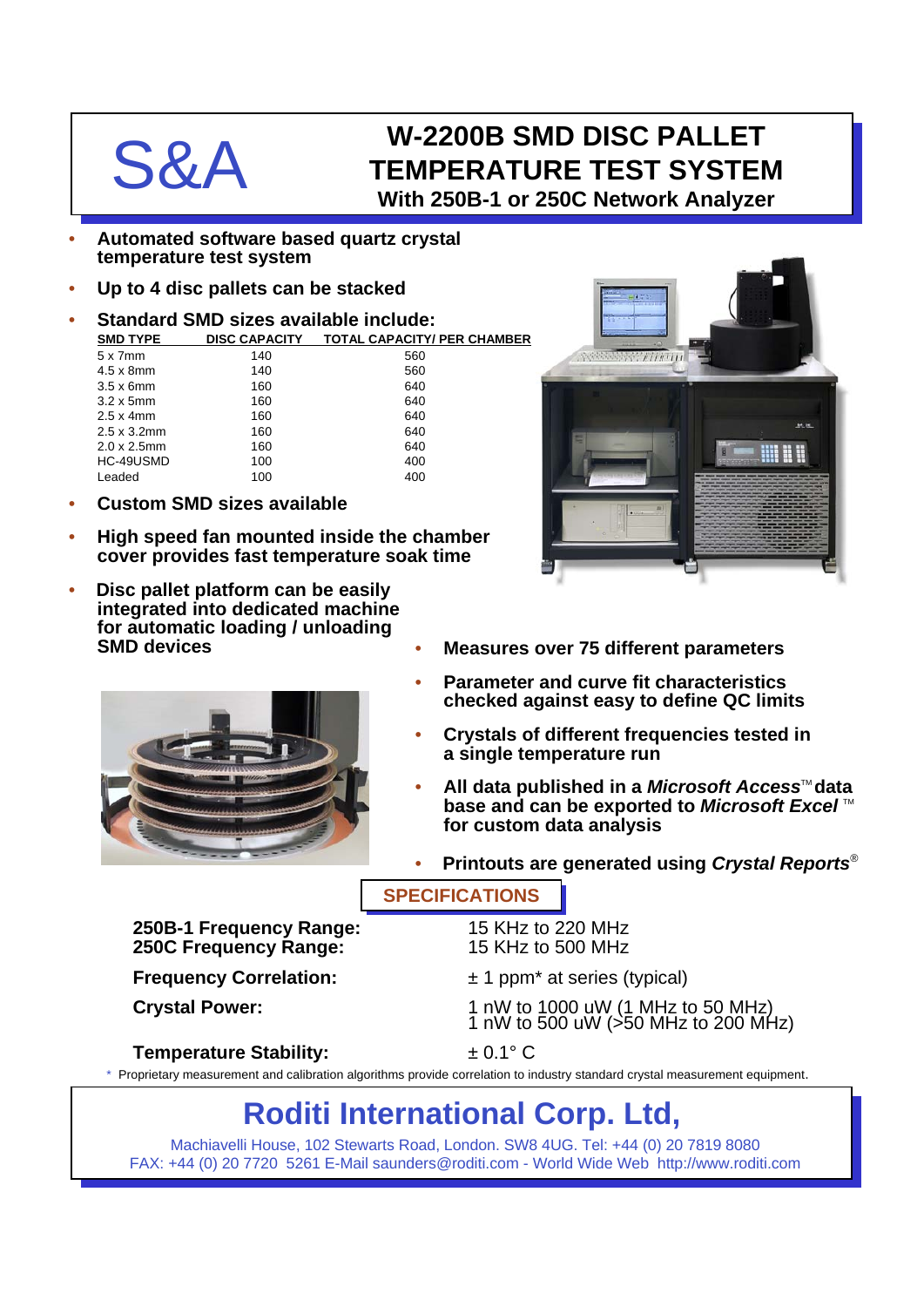S&A

# W-2200B SMD DISC PALLET TEMPERATURE TEST SYSTEM

## With 250B-1 or 250C Network Analyzer

- **Automated software based quartz crystal temperature test system**
- **Up to 4 disc pallets can be stacked**
- **Standard SMD sizes available include:**

| SMD TYPE | DISC CAPACITY | TOTAL CAPACITY/ PER CHAMBER |
|---|---|---|
| 5 x 7mm | 140 | 560 |
| 4.5 x 8mm | 140 | 560 |
| 3.5 x 6mm | 160 | 640 |
| 3.2 x 5mm | 160 | 640 |
| 2.5 x 4mm | 160 | 640 |
| 2.5 x 3.2mm | 160 | 640 |
| 2.0 x 2.5mm | 160 | 640 |
| HC-49USMD | 100 | 400 |
| Leaded | 100 | 400 |

- **Custom SMD sizes available**
- **High speed fan mounted inside the chamber cover provides fast temperature soak time**
- **Disc pallet platform can be easily integrated into dedicated machine for automatic loading / unloading SMD devices**
- **Measures over 75 different parameters**
- **Parameter and curve fit characteristics checked against easy to define QC limits**
- **Crystals of different frequencies tested in a single temperature run**
- **All data published in a *Microsoft Access*™ data base and can be exported to *Microsoft Excel* ™ for custom data analysis**
- **Printouts are generated using *Crystal Reports*®**

## SPECIFICATIONS

| | |
|---|---|
| **250B-1 Frequency Range:** | 15 KHz to 220 MHz |
| **250C Frequency Range:** | 15 KHz to 500 MHz |
| **Frequency Correlation:** | ± 1 ppm* at series (typical) |
| **Crystal Power:** | 1 nW to 1000 uW (1 MHz to 50 MHz)<br>1 nW to 500 uW (>50 MHz to 200 MHz) |
| **Temperature Stability:** | ± 0.1° C |

\* Proprietary measurement and calibration algorithms provide correlation to industry standard crystal measurement equipment.

## Roditi International Corp. Ltd,

Machiavelli House, 102 Stewarts Road, London. SW8 4UG. Tel: +44 (0) 20 7819 8080
FAX: +44 (0) 20 7720 5261 E-Mail saunders@roditi.com - World Wide Web http://www.roditi.com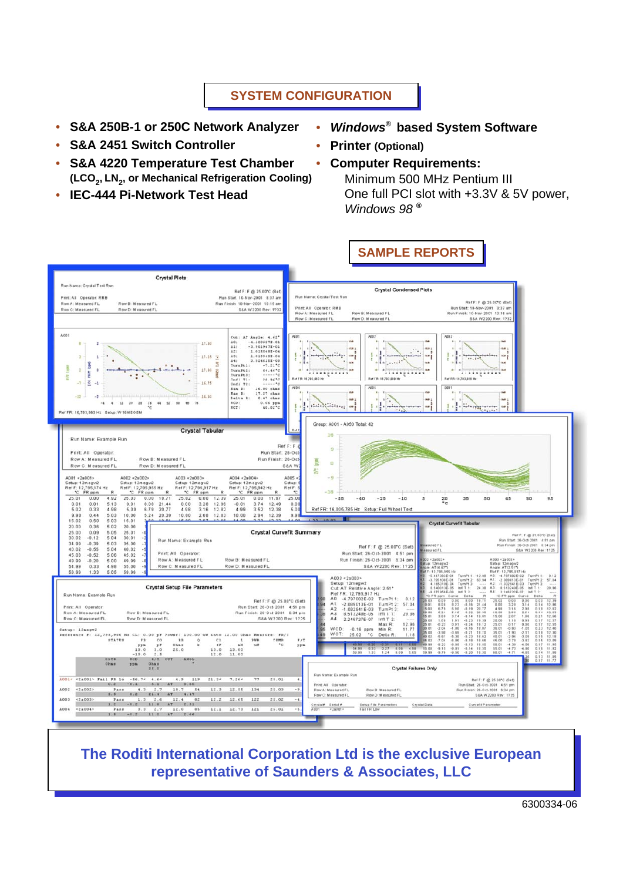## SYSTEM CONFIGURATION

- **S&A 250B-1 or 250C Network Analyzer**
- **S&A 2451 Switch Controller**
- **S&A 4220 Temperature Test Chamber**
  **($LCO_2$, $LN_2$, or Mechanical Refrigeration Cooling)**
- **IEC-444 Pi-Network Test Head**
- ***Windows*® based System Software**
- **Printer (Optional)**
- **Computer Requirements:**
  Minimum 500 MHz Pentium III
  One full PCI slot with +3.3V & 5V power,
  *Windows 98* ®

## SAMPLE REPORTS

Crystal Plots

Crystal Condensed Plots

Crystal Tabular

Crystal Curvefit Summary

Crystal Curvefit Tabular

Crystal Setup File Parameters

Crystal Failures Only

**The Roditi International Corporation Ltd is the exclusive European representative of Saunders & Associates, LLC**

6300334-06